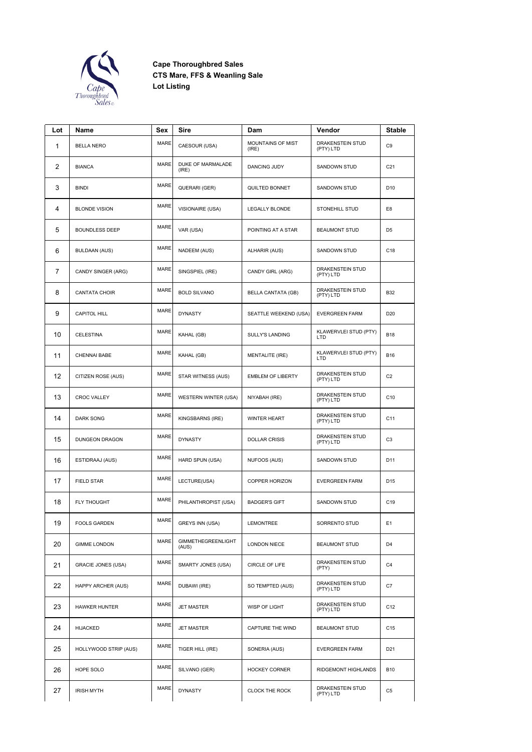**Cape Thoroughbred Sales**
**CTS Mare, FFS & Weanling Sale**
**Lot Listing**

| Lot | Name | Sex | Sire | Dam | Vendor | Stable |
|---|---|---|---|---|---|---|
| 1 | BELLA NERO | MARE | CAESOUR (USA) | MOUNTAINS OF MIST (IRE) | DRAKENSTEIN STUD (PTY) LTD | C9 |
| 2 | BIANCA | MARE | DUKE OF MARMALADE (IRE) | DANCING JUDY | SANDOWN STUD | C21 |
| 3 | BINDI | MARE | QUERARI (GER) | QUILTED BONNET | SANDOWN STUD | D10 |
| 4 | BLONDE VISION | MARE | VISIONAIRE (USA) | LEGALLY BLONDE | STONEHILL STUD | E8 |
| 5 | BOUNDLESS DEEP | MARE | VAR (USA) | POINTING AT A STAR | BEAUMONT STUD | D5 |
| 6 | BULDAAN (AUS) | MARE | NADEEM (AUS) | ALHARIR (AUS) | SANDOWN STUD | C18 |
| 7 | CANDY SINGER (ARG) | MARE | SINGSPIEL (IRE) | CANDY GIRL (ARG) | DRAKENSTEIN STUD (PTY) LTD | |
| 8 | CANTATA CHOIR | MARE | BOLD SILVANO | BELLA CANTATA (GB) | DRAKENSTEIN STUD (PTY) LTD | B32 |
| 9 | CAPITOL HILL | MARE | DYNASTY | SEATTLE WEEKEND (USA) | EVERGREEN FARM | D20 |
| 10 | CELESTINA | MARE | KAHAL (GB) | SULLY'S LANDING | KLAWERVLEI STUD (PTY) LTD | B18 |
| 11 | CHENNAI BABE | MARE | KAHAL (GB) | MENTALITE (IRE) | KLAWERVLEI STUD (PTY) LTD | B16 |
| 12 | CITIZEN ROSE (AUS) | MARE | STAR WITNESS (AUS) | EMBLEM OF LIBERTY | DRAKENSTEIN STUD (PTY) LTD | C2 |
| 13 | CROC VALLEY | MARE | WESTERN WINTER (USA) | NIYABAH (IRE) | DRAKENSTEIN STUD (PTY) LTD | C10 |
| 14 | DARK SONG | MARE | KINGSBARNS (IRE) | WINTER HEART | DRAKENSTEIN STUD (PTY) LTD | C11 |
| 15 | DUNGEON DRAGON | MARE | DYNASTY | DOLLAR CRISIS | DRAKENSTEIN STUD (PTY) LTD | C3 |
| 16 | ESTIDRAAJ (AUS) | MARE | HARD SPUN (USA) | NUFOOS (AUS) | SANDOWN STUD | D11 |
| 17 | FIELD STAR | MARE | LECTURE(USA) | COPPER HORIZON | EVERGREEN FARM | D15 |
| 18 | FLY THOUGHT | MARE | PHILANTHROPIST (USA) | BADGER'S GIFT | SANDOWN STUD | C19 |
| 19 | FOOLS GARDEN | MARE | GREYS INN (USA) | LEMONTREE | SORRENTO STUD | E1 |
| 20 | GIMME LONDON | MARE | GIMMETHEGREENLIGHT (AUS) | LONDON NIECE | BEAUMONT STUD | D4 |
| 21 | GRACIE JONES (USA) | MARE | SMARTY JONES (USA) | CIRCLE OF LIFE | DRAKENSTEIN STUD (PTY) | C4 |
| 22 | HAPPY ARCHER (AUS) | MARE | DUBAWI (IRE) | SO TEMPTED (AUS) | DRAKENSTEIN STUD (PTY) LTD | C7 |
| 23 | HAWKER HUNTER | MARE | JET MASTER | WISP OF LIGHT | DRAKENSTEIN STUD (PTY) LTD | C12 |
| 24 | HIJACKED | MARE | JET MASTER | CAPTURE THE WIND | BEAUMONT STUD | C15 |
| 25 | HOLLYWOOD STRIP (AUS) | MARE | TIGER HILL (IRE) | SONERIA (AUS) | EVERGREEN FARM | D21 |
| 26 | HOPE SOLO | MARE | SILVANO (GER) | HOCKEY CORNER | RIDGEMONT HIGHLANDS | B10 |
| 27 | IRISH MYTH | MARE | DYNASTY | CLOCK THE ROCK | DRAKENSTEIN STUD (PTY) LTD | C5 |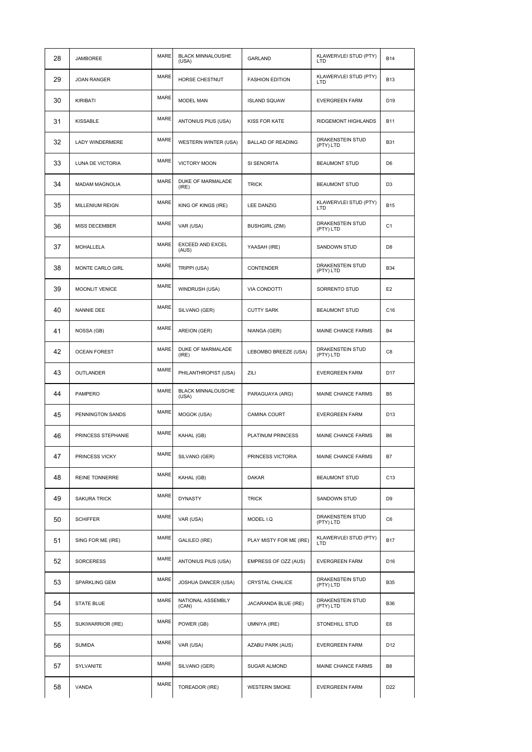| 28 | JAMBOREE | MARE | BLACK MINNALOUSHE (USA) | GARLAND | KLAWERVLEI STUD (PTY) LTD | B14 |
|---|---|---|---|---|---|---|
| 29 | JOAN RANGER | MARE | HORSE CHESTNUT | FASHION EDITION | KLAWERVLEI STUD (PTY) LTD | B13 |
| 30 | KIRIBATI | MARE | MODEL MAN | ISLAND SQUAW | EVERGREEN FARM | D19 |
| 31 | KISSABLE | MARE | ANTONIUS PIUS (USA) | KISS FOR KATE | RIDGEMONT HIGHLANDS | B11 |
| 32 | LADY WINDERMERE | MARE | WESTERN WINTER (USA) | BALLAD OF READING | DRAKENSTEIN STUD (PTY) LTD | B31 |
| 33 | LUNA DE VICTORIA | MARE | VICTORY MOON | SI SENORITA | BEAUMONT STUD | D6 |
| 34 | MADAM MAGNOLIA | MARE | DUKE OF MARMALADE (IRE) | TRICK | BEAUMONT STUD | D3 |
| 35 | MILLENIUM REIGN | MARE | KING OF KINGS (IRE) | LEE DANZIG | KLAWERVLEI STUD (PTY) LTD | B15 |
| 36 | MISS DECEMBER | MARE | VAR (USA) | BUSHGIRL (ZIM) | DRAKENSTEIN STUD (PTY) LTD | C1 |
| 37 | MOHALLELA | MARE | EXCEED AND EXCEL (AUS) | YAASAH (IRE) | SANDOWN STUD | D8 |
| 38 | MONTE CARLO GIRL | MARE | TRIPPI (USA) | CONTENDER | DRAKENSTEIN STUD (PTY) LTD | B34 |
| 39 | MOONLIT VENICE | MARE | WINDRUSH (USA) | VIA CONDOTTI | SORRENTO STUD | E2 |
| 40 | NANNIE DEE | MARE | SILVANO (GER) | CUTTY SARK | BEAUMONT STUD | C16 |
| 41 | NOSSA (GB) | MARE | AREION (GER) | NIANGA (GER) | MAINE CHANCE FARMS | B4 |
| 42 | OCEAN FOREST | MARE | DUKE OF MARMALADE (IRE) | LEBOMBO BREEZE (USA) | DRAKENSTEIN STUD (PTY) LTD | C8 |
| 43 | OUTLANDER | MARE | PHILANTHROPIST (USA) | ZILI | EVERGREEN FARM | D17 |
| 44 | PAMPERO | MARE | BLACK MINNALOUSCHE (USA) | PARAGUAYA (ARG) | MAINE CHANCE FARMS | B5 |
| 45 | PENNINGTON SANDS | MARE | MOGOK (USA) | CAMINA COURT | EVERGREEN FARM | D13 |
| 46 | PRINCESS STEPHANIE | MARE | KAHAL (GB) | PLATINUM PRINCESS | MAINE CHANCE FARMS | B6 |
| 47 | PRINCESS VICKY | MARE | SILVANO (GER) | PRINCESS VICTORIA | MAINE CHANCE FARMS | B7 |
| 48 | REINE TONNERRE | MARE | KAHAL (GB) | DAKAR | BEAUMONT STUD | C13 |
| 49 | SAKURA TRICK | MARE | DYNASTY | TRICK | SANDOWN STUD | D9 |
| 50 | SCHIFFER | MARE | VAR (USA) | MODEL I.Q | DRAKENSTEIN STUD (PTY) LTD | C6 |
| 51 | SING FOR ME (IRE) | MARE | GALILEO (IRE) | PLAY MISTY FOR ME (IRE) | KLAWERVLEI STUD (PTY) LTD | B17 |
| 52 | SORCERESS | MARE | ANTONIUS PIUS (USA) | EMPRESS OF OZZ (AUS) | EVERGREEN FARM | D16 |
| 53 | SPARKLING GEM | MARE | JOSHUA DANCER (USA) | CRYSTAL CHALICE | DRAKENSTEIN STUD (PTY) LTD | B35 |
| 54 | STATE BLUE | MARE | NATIONAL ASSEMBLY (CAN) | JACARANDA BLUE (IRE) | DRAKENSTEIN STUD (PTY) LTD | B36 |
| 55 | SUKIWARRIOR (IRE) | MARE | POWER (GB) | UMNIYA (IRE) | STONEHILL STUD | E6 |
| 56 | SUMIDA | MARE | VAR (USA) | AZABU PARK (AUS) | EVERGREEN FARM | D12 |
| 57 | SYLVANITE | MARE | SILVANO (GER) | SUGAR ALMOND | MAINE CHANCE FARMS | B8 |
| 58 | VANDA | MARE | TOREADOR (IRE) | WESTERN SMOKE | EVERGREEN FARM | D22 |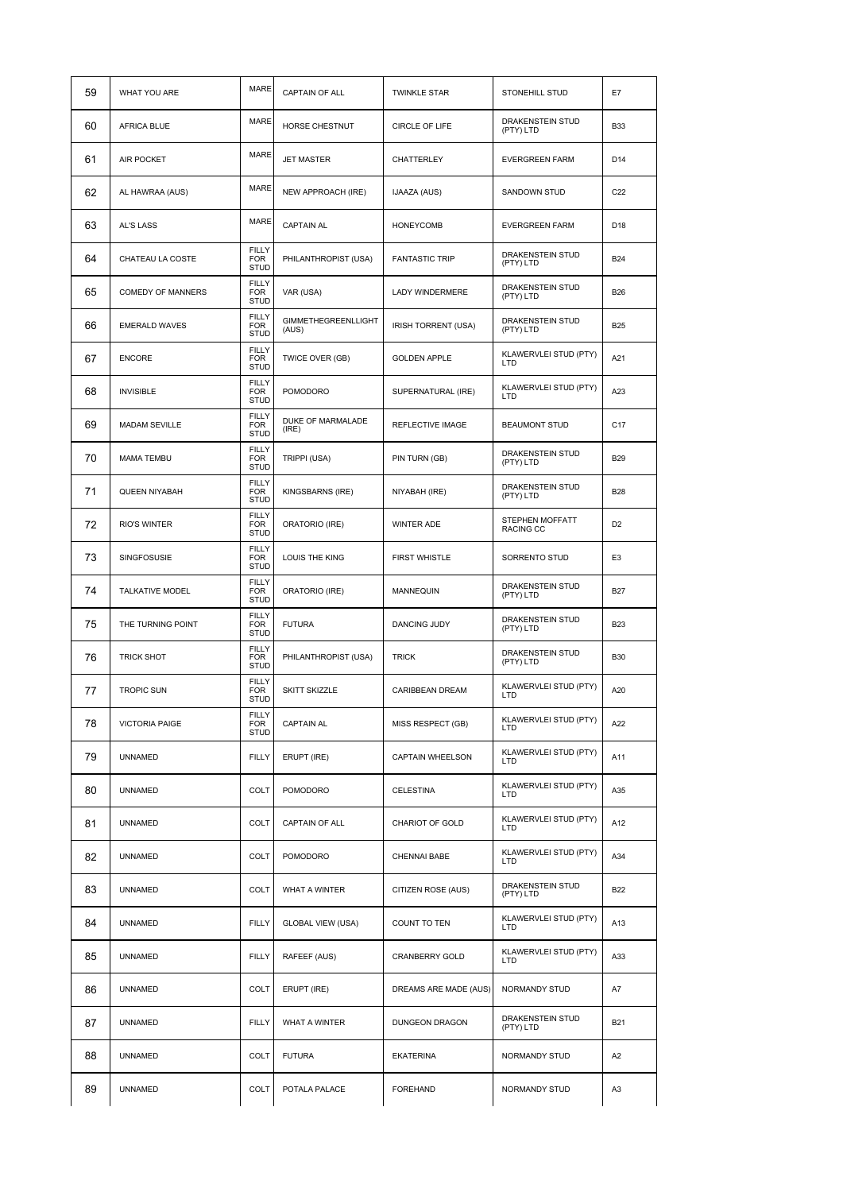| 59 | WHAT YOU ARE | MARE | CAPTAIN OF ALL | TWINKLE STAR | STONEHILL STUD | E7 |
|---|---|---|---|---|---|---|
| 60 | AFRICA BLUE | MARE | HORSE CHESTNUT | CIRCLE OF LIFE | DRAKENSTEIN STUD (PTY) LTD | B33 |
| 61 | AIR POCKET | MARE | JET MASTER | CHATTERLEY | EVERGREEN FARM | D14 |
| 62 | AL HAWRAA (AUS) | MARE | NEW APPROACH (IRE) | IJAAZA (AUS) | SANDOWN STUD | C22 |
| 63 | AL'S LASS | MARE | CAPTAIN AL | HONEYCOMB | EVERGREEN FARM | D18 |
| 64 | CHATEAU LA COSTE | FILLY FOR STUD | PHILANTHROPIST (USA) | FANTASTIC TRIP | DRAKENSTEIN STUD (PTY) LTD | B24 |
| 65 | COMEDY OF MANNERS | FILLY FOR STUD | VAR (USA) | LADY WINDERMERE | DRAKENSTEIN STUD (PTY) LTD | B26 |
| 66 | EMERALD WAVES | FILLY FOR STUD | GIMMETHEGREENLLIGHT (AUS) | IRISH TORRENT (USA) | DRAKENSTEIN STUD (PTY) LTD | B25 |
| 67 | ENCORE | FILLY FOR STUD | TWICE OVER (GB) | GOLDEN APPLE | KLAWERVLEI STUD (PTY) LTD | A21 |
| 68 | INVISIBLE | FILLY FOR STUD | POMODORO | SUPERNATURAL (IRE) | KLAWERVLEI STUD (PTY) LTD | A23 |
| 69 | MADAM SEVILLE | FILLY FOR STUD | DUKE OF MARMALADE (IRE) | REFLECTIVE IMAGE | BEAUMONT STUD | C17 |
| 70 | MAMA TEMBU | FILLY FOR STUD | TRIPPI (USA) | PIN TURN (GB) | DRAKENSTEIN STUD (PTY) LTD | B29 |
| 71 | QUEEN NIYABAH | FILLY FOR STUD | KINGSBARNS (IRE) | NIYABAH (IRE) | DRAKENSTEIN STUD (PTY) LTD | B28 |
| 72 | RIO'S WINTER | FILLY FOR STUD | ORATORIO (IRE) | WINTER ADE | STEPHEN MOFFATT RACING CC | D2 |
| 73 | SINGFOSUSIE | FILLY FOR STUD | LOUIS THE KING | FIRST WHISTLE | SORRENTO STUD | E3 |
| 74 | TALKATIVE MODEL | FILLY FOR STUD | ORATORIO (IRE) | MANNEQUIN | DRAKENSTEIN STUD (PTY) LTD | B27 |
| 75 | THE TURNING POINT | FILLY FOR STUD | FUTURA | DANCING JUDY | DRAKENSTEIN STUD (PTY) LTD | B23 |
| 76 | TRICK SHOT | FILLY FOR STUD | PHILANTHROPIST (USA) | TRICK | DRAKENSTEIN STUD (PTY) LTD | B30 |
| 77 | TROPIC SUN | FILLY FOR STUD | SKITT SKIZZLE | CARIBBEAN DREAM | KLAWERVLEI STUD (PTY) LTD | A20 |
| 78 | VICTORIA PAIGE | FILLY FOR STUD | CAPTAIN AL | MISS RESPECT (GB) | KLAWERVLEI STUD (PTY) LTD | A22 |
| 79 | UNNAMED | FILLY | ERUPT (IRE) | CAPTAIN WHEELSON | KLAWERVLEI STUD (PTY) LTD | A11 |
| 80 | UNNAMED | COLT | POMODORO | CELESTINA | KLAWERVLEI STUD (PTY) LTD | A35 |
| 81 | UNNAMED | COLT | CAPTAIN OF ALL | CHARIOT OF GOLD | KLAWERVLEI STUD (PTY) LTD | A12 |
| 82 | UNNAMED | COLT | POMODORO | CHENNAI BABE | KLAWERVLEI STUD (PTY) LTD | A34 |
| 83 | UNNAMED | COLT | WHAT A WINTER | CITIZEN ROSE (AUS) | DRAKENSTEIN STUD (PTY) LTD | B22 |
| 84 | UNNAMED | FILLY | GLOBAL VIEW (USA) | COUNT TO TEN | KLAWERVLEI STUD (PTY) LTD | A13 |
| 85 | UNNAMED | FILLY | RAFEEF (AUS) | CRANBERRY GOLD | KLAWERVLEI STUD (PTY) LTD | A33 |
| 86 | UNNAMED | COLT | ERUPT (IRE) | DREAMS ARE MADE (AUS) | NORMANDY STUD | A7 |
| 87 | UNNAMED | FILLY | WHAT A WINTER | DUNGEON DRAGON | DRAKENSTEIN STUD (PTY) LTD | B21 |
| 88 | UNNAMED | COLT | FUTURA | EKATERINA | NORMANDY STUD | A2 |
| 89 | UNNAMED | COLT | POTALA PALACE | FOREHAND | NORMANDY STUD | A3 |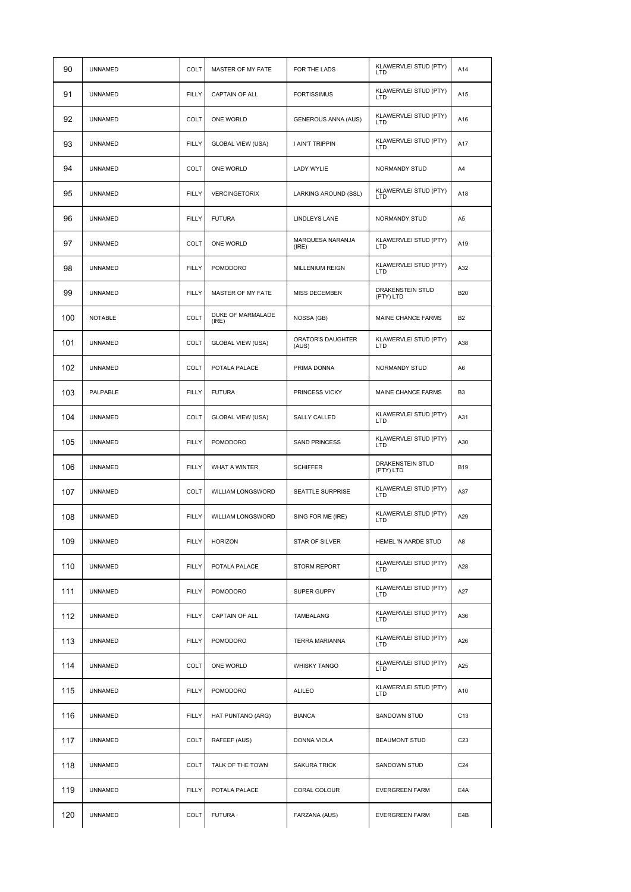| 90 | UNNAMED | COLT | MASTER OF MY FATE | FOR THE LADS | KLAWERVLEI STUD (PTY) LTD | A14 |
|---|---|---|---|---|---|---|
| 91 | UNNAMED | FILLY | CAPTAIN OF ALL | FORTISSIMUS | KLAWERVLEI STUD (PTY) LTD | A15 |
| 92 | UNNAMED | COLT | ONE WORLD | GENEROUS ANNA (AUS) | KLAWERVLEI STUD (PTY) LTD | A16 |
| 93 | UNNAMED | FILLY | GLOBAL VIEW (USA) | I AIN'T TRIPPIN | KLAWERVLEI STUD (PTY) LTD | A17 |
| 94 | UNNAMED | COLT | ONE WORLD | LADY WYLIE | NORMANDY STUD | A4 |
| 95 | UNNAMED | FILLY | VERCINGETORIX | LARKING AROUND (SSL) | KLAWERVLEI STUD (PTY) LTD | A18 |
| 96 | UNNAMED | FILLY | FUTURA | LINDLEYS LANE | NORMANDY STUD | A5 |
| 97 | UNNAMED | COLT | ONE WORLD | MARQUESA NARANJA (IRE) | KLAWERVLEI STUD (PTY) LTD | A19 |
| 98 | UNNAMED | FILLY | POMODORO | MILLENIUM REIGN | KLAWERVLEI STUD (PTY) LTD | A32 |
| 99 | UNNAMED | FILLY | MASTER OF MY FATE | MISS DECEMBER | DRAKENSTEIN STUD (PTY) LTD | B20 |
| 100 | NOTABLE | COLT | DUKE OF MARMALADE (IRE) | NOSSA (GB) | MAINE CHANCE FARMS | B2 |
| 101 | UNNAMED | COLT | GLOBAL VIEW (USA) | ORATOR'S DAUGHTER (AUS) | KLAWERVLEI STUD (PTY) LTD | A38 |
| 102 | UNNAMED | COLT | POTALA PALACE | PRIMA DONNA | NORMANDY STUD | A6 |
| 103 | PALPABLE | FILLY | FUTURA | PRINCESS VICKY | MAINE CHANCE FARMS | B3 |
| 104 | UNNAMED | COLT | GLOBAL VIEW (USA) | SALLY CALLED | KLAWERVLEI STUD (PTY) LTD | A31 |
| 105 | UNNAMED | FILLY | POMODORO | SAND PRINCESS | KLAWERVLEI STUD (PTY) LTD | A30 |
| 106 | UNNAMED | FILLY | WHAT A WINTER | SCHIFFER | DRAKENSTEIN STUD (PTY) LTD | B19 |
| 107 | UNNAMED | COLT | WILLIAM LONGSWORD | SEATTLE SURPRISE | KLAWERVLEI STUD (PTY) LTD | A37 |
| 108 | UNNAMED | FILLY | WILLIAM LONGSWORD | SING FOR ME (IRE) | KLAWERVLEI STUD (PTY) LTD | A29 |
| 109 | UNNAMED | FILLY | HORIZON | STAR OF SILVER | HEMEL 'N AARDE STUD | A8 |
| 110 | UNNAMED | FILLY | POTALA PALACE | STORM REPORT | KLAWERVLEI STUD (PTY) LTD | A28 |
| 111 | UNNAMED | FILLY | POMODORO | SUPER GUPPY | KLAWERVLEI STUD (PTY) LTD | A27 |
| 112 | UNNAMED | FILLY | CAPTAIN OF ALL | TAMBALANG | KLAWERVLEI STUD (PTY) LTD | A36 |
| 113 | UNNAMED | FILLY | POMODORO | TERRA MARIANNA | KLAWERVLEI STUD (PTY) LTD | A26 |
| 114 | UNNAMED | COLT | ONE WORLD | WHISKY TANGO | KLAWERVLEI STUD (PTY) LTD | A25 |
| 115 | UNNAMED | FILLY | POMODORO | ALILEO | KLAWERVLEI STUD (PTY) LTD | A10 |
| 116 | UNNAMED | FILLY | HAT PUNTANO (ARG) | BIANCA | SANDOWN STUD | C13 |
| 117 | UNNAMED | COLT | RAFEEF (AUS) | DONNA VIOLA | BEAUMONT STUD | C23 |
| 118 | UNNAMED | COLT | TALK OF THE TOWN | SAKURA TRICK | SANDOWN STUD | C24 |
| 119 | UNNAMED | FILLY | POTALA PALACE | CORAL COLOUR | EVERGREEN FARM | E4A |
| 120 | UNNAMED | COLT | FUTURA | FARZANA (AUS) | EVERGREEN FARM | E4B |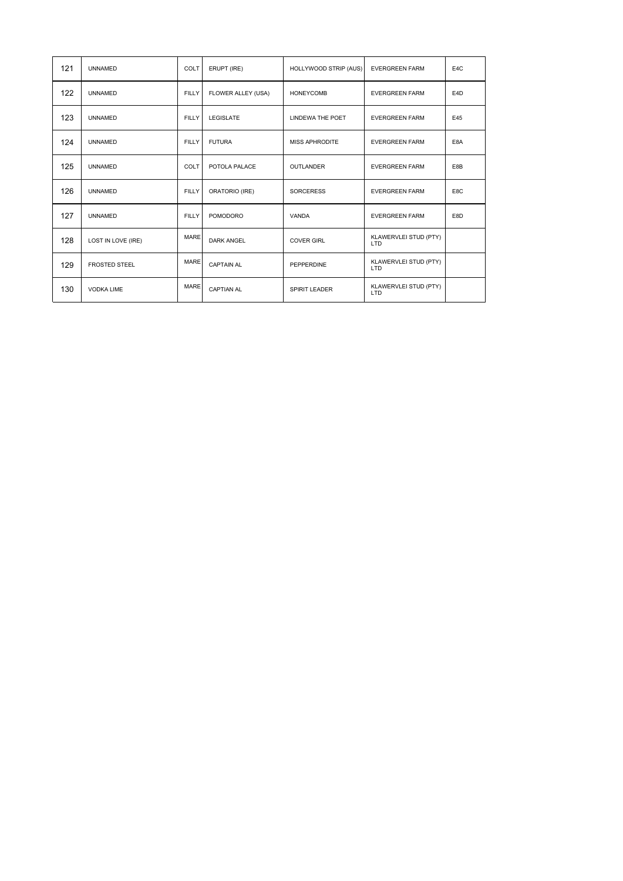| | | | | | | |
|---|---|---|---|---|---|---|
| 121 | UNNAMED | COLT | ERUPT (IRE) | HOLLYWOOD STRIP (AUS) | EVERGREEN FARM | E4C |
| 122 | UNNAMED | FILLY | FLOWER ALLEY (USA) | HONEYCOMB | EVERGREEN FARM | E4D |
| 123 | UNNAMED | FILLY | LEGISLATE | LINDEWA THE POET | EVERGREEN FARM | E45 |
| 124 | UNNAMED | FILLY | FUTURA | MISS APHRODITE | EVERGREEN FARM | E8A |
| 125 | UNNAMED | COLT | POTOLA PALACE | OUTLANDER | EVERGREEN FARM | E8B |
| 126 | UNNAMED | FILLY | ORATORIO (IRE) | SORCERESS | EVERGREEN FARM | E8C |
| 127 | UNNAMED | FILLY | POMODORO | VANDA | EVERGREEN FARM | E8D |
| 128 | LOST IN LOVE (IRE) | MARE | DARK ANGEL | COVER GIRL | KLAWERVLEI STUD (PTY) LTD | |
| 129 | FROSTED STEEL | MARE | CAPTAIN AL | PEPPERDINE | KLAWERVLEI STUD (PTY) LTD | |
| 130 | VODKA LIME | MARE | CAPTIAN AL | SPIRIT LEADER | KLAWERVLEI STUD (PTY) LTD | |